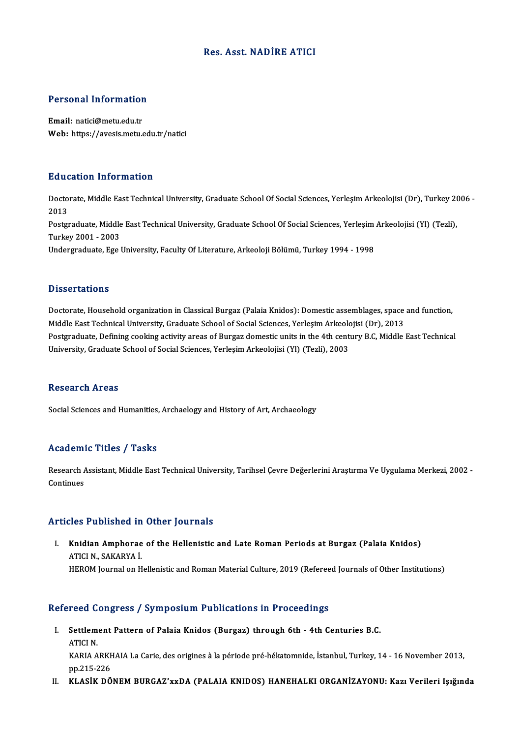# Res. Asst. NADİRE ATICI

## Personal Information

**Email:** natici@metu.edu.tr
**Web:** https://avesis.metu.edu.tr/natici

## Education Information

Doctorate, Middle East Technical University, Graduate School Of Social Sciences, Yerleşim Arkeolojisi (Dr), Turkey 2006 - 2013

Postgraduate, Middle East Technical University, Graduate School Of Social Sciences, Yerleşim Arkeolojisi (Yl) (Tezli), Turkey 2001 - 2003

Undergraduate, Ege University, Faculty Of Literature, Arkeoloji Bölümü, Turkey 1994 - 1998

## Dissertations

Doctorate, Household organization in Classical Burgaz (Palaia Knidos): Domestic assemblages, space and function, Middle East Technical University, Graduate School of Social Sciences, Yerleşim Arkeolojisi (Dr), 2013

Postgraduate, Defining cooking activity areas of Burgaz domestic units in the 4th century B.C, Middle East Technical University, Graduate School of Social Sciences, Yerleşim Arkeolojisi (Yl) (Tezli), 2003

## Research Areas

Social Sciences and Humanities, Archaelogy and History of Art, Archaeology

## Academic Titles / Tasks

Research Assistant, Middle East Technical University, Tarihsel Çevre Değerlerini Araştırma Ve Uygulama Merkezi, 2002 - Continues

## Articles Published in Other Journals

I. **Knidian Amphorae of the Hellenistic and Late Roman Periods at Burgaz (Palaia Knidos)**
   ATICI N., SAKARYA İ.
   HEROM Journal on Hellenistic and Roman Material Culture, 2019 (Refereed Journals of Other Institutions)

## Refereed Congress / Symposium Publications in Proceedings

I. **Settlement Pattern of Palaia Knidos (Burgaz) through 6th - 4th Centuries B.C.**
   ATICI N.
   KARIA ARKHAIA La Carie, des origines à la période pré-hékatomnide, İstanbul, Turkey, 14 - 16 November 2013, pp.215-226

II. **KLASİK DÖNEM BURGAZ'xxDA (PALAIA KNIDOS) HANEHALKI ORGANİZAYONU: Kazı Verileri Işığında**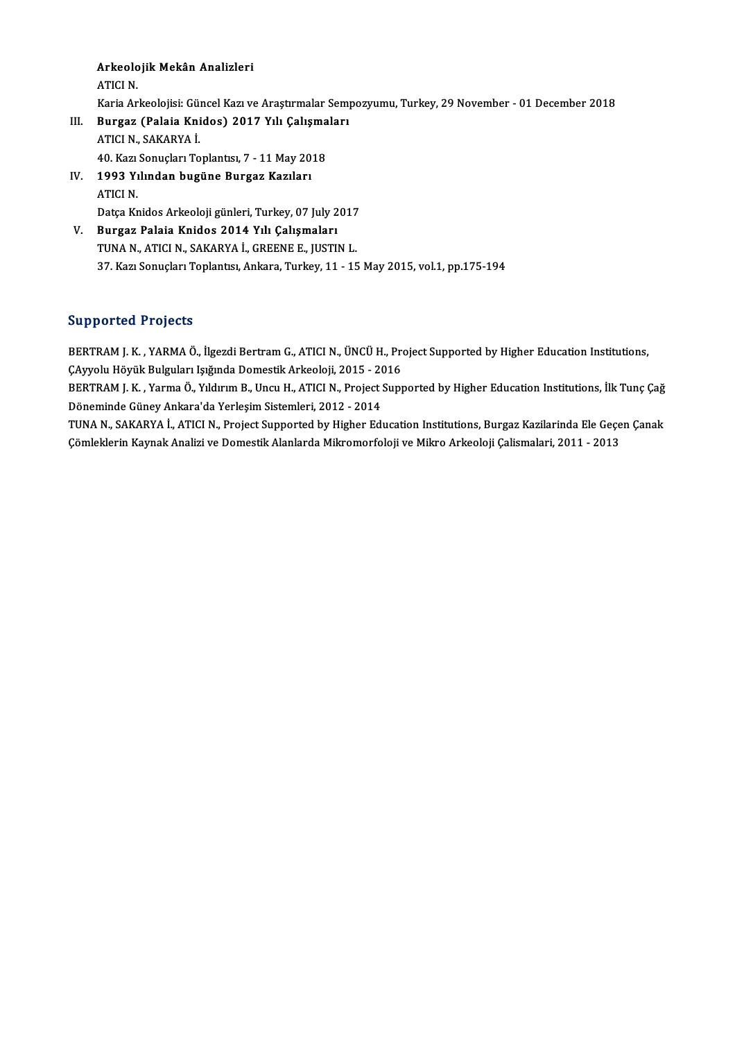**Arkeolojik Mekân Analizleri**
ATICI N.
Karia Arkeolojisi: Güncel Kazı ve Araştırmalar Sempozyumu, Turkey, 29 November - 01 December 2018

III. **Burgaz (Palaia Knidos) 2017 Yılı Çalışmaları**
ATICI N., SAKARYA İ.
40. Kazı Sonuçları Toplantısı, 7 - 11 May 2018

IV. **1993 Yılından bugüne Burgaz Kazıları**
ATICI N.
Datça Knidos Arkeoloji günleri, Turkey, 07 July 2017

V. **Burgaz Palaia Knidos 2014 Yılı Çalışmaları**
TUNA N., ATICI N., SAKARYA İ., GREENE E., JUSTIN L.
37. Kazı Sonuçları Toplantısı, Ankara, Turkey, 11 - 15 May 2015, vol.1, pp.175-194

## Supported Projects

BERTRAM J. K. , YARMA Ö., İlgezdi Bertram G., ATICI N., ÜNCÜ H., Project Supported by Higher Education Institutions, ÇAyyolu Höyük Bulguları Işığında Domestik Arkeoloji, 2015 - 2016

BERTRAM J. K. , Yarma Ö., Yıldırım B., Uncu H., ATICI N., Project Supported by Higher Education Institutions, İlk Tunç Çağ Döneminde Güney Ankara'da Yerleşim Sistemleri, 2012 - 2014

TUNA N., SAKARYA İ., ATICI N., Project Supported by Higher Education Institutions, Burgaz Kazilarinda Ele Geçen Çanak Çömleklerin Kaynak Analizi ve Domestik Alanlarda Mikromorfoloji ve Mikro Arkeoloji Çalismalari, 2011 - 2013